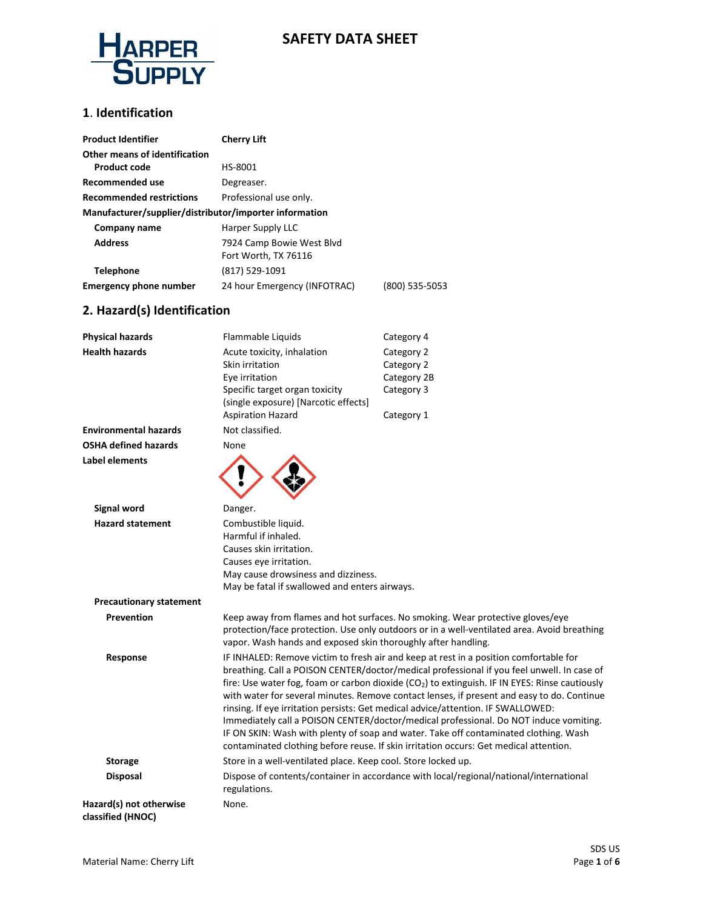# SAFETY DATA SHEET

## 1. Identification

| | | |
|---|---|---|
| **Product Identifier** | **Cherry Lift** | |
| **Other means of identification** | | |
| **Product code** | HS-8001 | |
| **Recommended use** | Degreaser. | |
| **Recommended restrictions** | Professional use only. | |
| **Manufacturer/supplier/distributor/importer information** | | |
| **Company name** | Harper Supply LLC | |
| **Address** | 7924 Camp Bowie West Blvd<br>Fort Worth, TX 76116 | |
| **Telephone** | (817) 529-1091 | |
| **Emergency phone number** | 24 hour Emergency (INFOTRAC) | (800) 535-5053 |

## 2. Hazard(s) Identification

| | | |
|---|---|---|
| **Physical hazards** | Flammable Liquids | Category 4 |
| **Health hazards** | Acute toxicity, inhalation | Category 2 |
| | Skin irritation | Category 2 |
| | Eye irritation | Category 2B |
| | Specific target organ toxicity (single exposure) [Narcotic effects] | Category 3 |
| | Aspiration Hazard | Category 1 |
| **Environmental hazards** | Not classified. | |
| **OSHA defined hazards** | None | |

**Label elements**

**Signal word** Danger.

**Hazard statement**

Combustible liquid.
Harmful if inhaled.
Causes skin irritation.
Causes eye irritation.
May cause drowsiness and dizziness.
May be fatal if swallowed and enters airways.

**Precautionary statement**

**Prevention**

Keep away from flames and hot surfaces. No smoking. Wear protective gloves/eye protection/face protection. Use only outdoors or in a well-ventilated area. Avoid breathing vapor. Wash hands and exposed skin thoroughly after handling.

**Response**

IF INHALED: Remove victim to fresh air and keep at rest in a position comfortable for breathing. Call a POISON CENTER/doctor/medical professional if you feel unwell. In case of fire: Use water fog, foam or carbon dioxide ($CO_2$) to extinguish. IF IN EYES: Rinse cautiously with water for several minutes. Remove contact lenses, if present and easy to do. Continue rinsing. If eye irritation persists: Get medical advice/attention. IF SWALLOWED: Immediately call a POISON CENTER/doctor/medical professional. Do NOT induce vomiting. IF ON SKIN: Wash with plenty of soap and water. Take off contaminated clothing. Wash contaminated clothing before reuse. If skin irritation occurs: Get medical attention.

**Storage**

Store in a well-ventilated place. Keep cool. Store locked up.

**Disposal**

Dispose of contents/container in accordance with local/regional/national/international regulations.

**Hazard(s) not otherwise classified (HNOC)**

None.

Material Name: Cherry Lift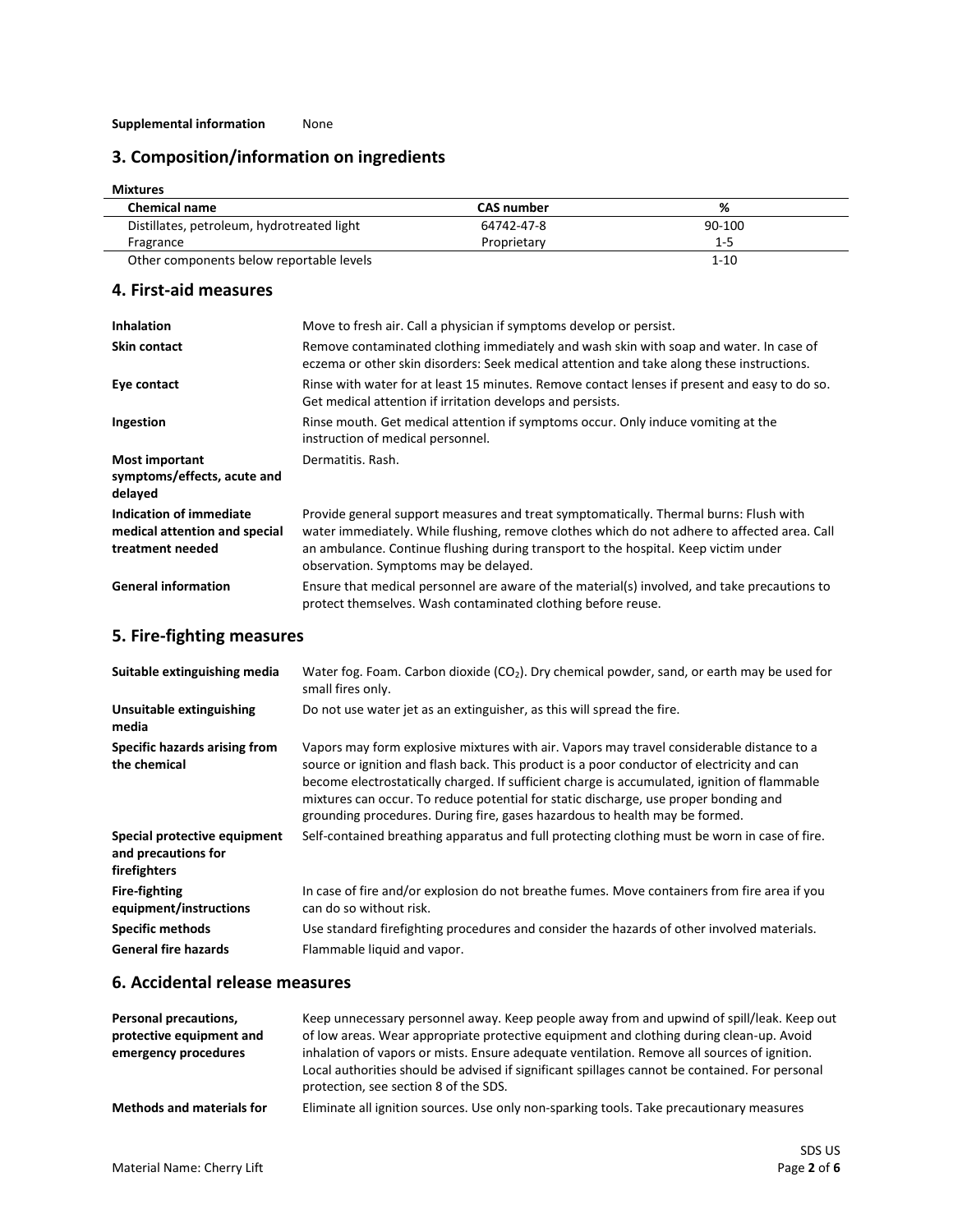**Supplemental information** None

## 3. Composition/information on ingredients

**Mixtures**

| Chemical name | CAS number | % |
|---|---|---|
| Distillates, petroleum, hydrotreated light | 64742-47-8 | 90-100 |
| Fragrance | Proprietary | 1-5 |
| Other components below reportable levels | | 1-10 |

## 4. First-aid measures

| | |
|---|---|
| **Inhalation** | Move to fresh air. Call a physician if symptoms develop or persist. |
| **Skin contact** | Remove contaminated clothing immediately and wash skin with soap and water. In case of eczema or other skin disorders: Seek medical attention and take along these instructions. |
| **Eye contact** | Rinse with water for at least 15 minutes. Remove contact lenses if present and easy to do so. Get medical attention if irritation develops and persists. |
| **Ingestion** | Rinse mouth. Get medical attention if symptoms occur. Only induce vomiting at the instruction of medical personnel. |
| **Most important symptoms/effects, acute and delayed** | Dermatitis. Rash. |
| **Indication of immediate medical attention and special treatment needed** | Provide general support measures and treat symptomatically. Thermal burns: Flush with water immediately. While flushing, remove clothes which do not adhere to affected area. Call an ambulance. Continue flushing during transport to the hospital. Keep victim under observation. Symptoms may be delayed. |
| **General information** | Ensure that medical personnel are aware of the material(s) involved, and take precautions to protect themselves. Wash contaminated clothing before reuse. |

## 5. Fire-fighting measures

| | |
|---|---|
| **Suitable extinguishing media** | Water fog. Foam. Carbon dioxide ($CO_2$). Dry chemical powder, sand, or earth may be used for small fires only. |
| **Unsuitable extinguishing media** | Do not use water jet as an extinguisher, as this will spread the fire. |
| **Specific hazards arising from the chemical** | Vapors may form explosive mixtures with air. Vapors may travel considerable distance to a source or ignition and flash back. This product is a poor conductor of electricity and can become electrostatically charged. If sufficient charge is accumulated, ignition of flammable mixtures can occur. To reduce potential for static discharge, use proper bonding and grounding procedures. During fire, gases hazardous to health may be formed. |
| **Special protective equipment and precautions for firefighters** | Self-contained breathing apparatus and full protecting clothing must be worn in case of fire. |
| **Fire-fighting equipment/instructions** | In case of fire and/or explosion do not breathe fumes. Move containers from fire area if you can do so without risk. |
| **Specific methods** | Use standard firefighting procedures and consider the hazards of other involved materials. |
| **General fire hazards** | Flammable liquid and vapor. |

## 6. Accidental release measures

| | |
|---|---|
| **Personal precautions, protective equipment and emergency procedures** | Keep unnecessary personnel away. Keep people away from and upwind of spill/leak. Keep out of low areas. Wear appropriate protective equipment and clothing during clean-up. Avoid inhalation of vapors or mists. Ensure adequate ventilation. Remove all sources of ignition. Local authorities should be advised if significant spillages cannot be contained. For personal protection, see section 8 of the SDS. |
| **Methods and materials for** | Eliminate all ignition sources. Use only non-sparking tools. Take precautionary measures |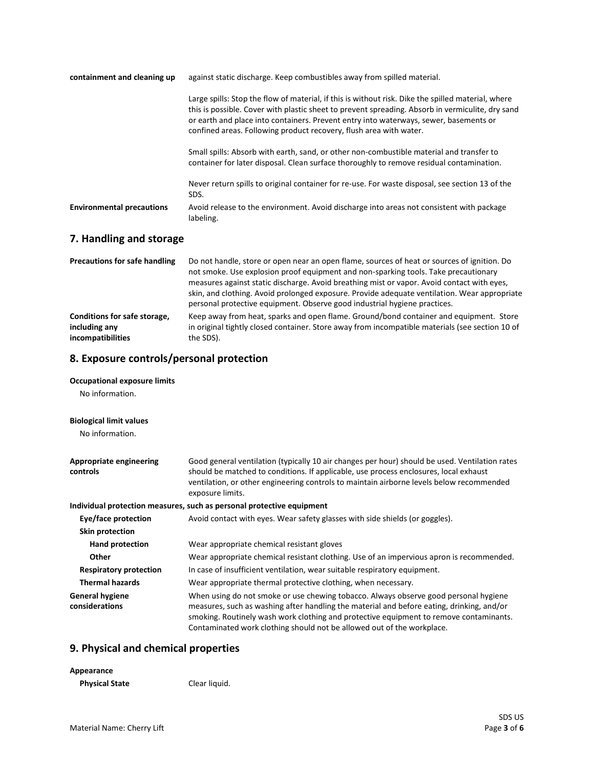| | |
|---|---|
| **containment and cleaning up** | against static discharge. Keep combustibles away from spilled material. |
| | Large spills: Stop the flow of material, if this is without risk. Dike the spilled material, where this is possible. Cover with plastic sheet to prevent spreading. Absorb in vermiculite, dry sand or earth and place into containers. Prevent entry into waterways, sewer, basements or confined areas. Following product recovery, flush area with water. |
| | Small spills: Absorb with earth, sand, or other non-combustible material and transfer to container for later disposal. Clean surface thoroughly to remove residual contamination. |
| | Never return spills to original container for re-use. For waste disposal, see section 13 of the SDS. |
| **Environmental precautions** | Avoid release to the environment. Avoid discharge into areas not consistent with package labeling. |

## 7. Handling and storage

| | |
|---|---|
| **Precautions for safe handling** | Do not handle, store or open near an open flame, sources of heat or sources of ignition. Do not smoke. Use explosion proof equipment and non-sparking tools. Take precautionary measures against static discharge. Avoid breathing mist or vapor. Avoid contact with eyes, skin, and clothing. Avoid prolonged exposure. Provide adequate ventilation. Wear appropriate personal protective equipment. Observe good industrial hygiene practices. |
| **Conditions for safe storage, including any incompatibilities** | Keep away from heat, sparks and open flame. Ground/bond container and equipment. Store in original tightly closed container. Store away from incompatible materials (see section 10 of the SDS). |

## 8. Exposure controls/personal protection

**Occupational exposure limits**

No information.

**Biological limit values**

No information.

| | |
|---|---|
| **Appropriate engineering controls** | Good general ventilation (typically 10 air changes per hour) should be used. Ventilation rates should be matched to conditions. If applicable, use process enclosures, local exhaust ventilation, or other engineering controls to maintain airborne levels below recommended exposure limits. |

**Individual protection measures, such as personal protective equipment**

| | |
|---|---|
| **Eye/face protection** | Avoid contact with eyes. Wear safety glasses with side shields (or goggles). |
| **Skin protection** | |
| **Hand protection** | Wear appropriate chemical resistant gloves |
| **Other** | Wear appropriate chemical resistant clothing. Use of an impervious apron is recommended. |
| **Respiratory protection** | In case of insufficient ventilation, wear suitable respiratory equipment. |
| **Thermal hazards** | Wear appropriate thermal protective clothing, when necessary. |
| **General hygiene considerations** | When using do not smoke or use chewing tobacco. Always observe good personal hygiene measures, such as washing after handling the material and before eating, drinking, and/or smoking. Routinely wash work clothing and protective equipment to remove contaminants. Contaminated work clothing should not be allowed out of the workplace. |

## 9. Physical and chemical properties

**Appearance**

| | |
|---|---|
| **Physical State** | Clear liquid. |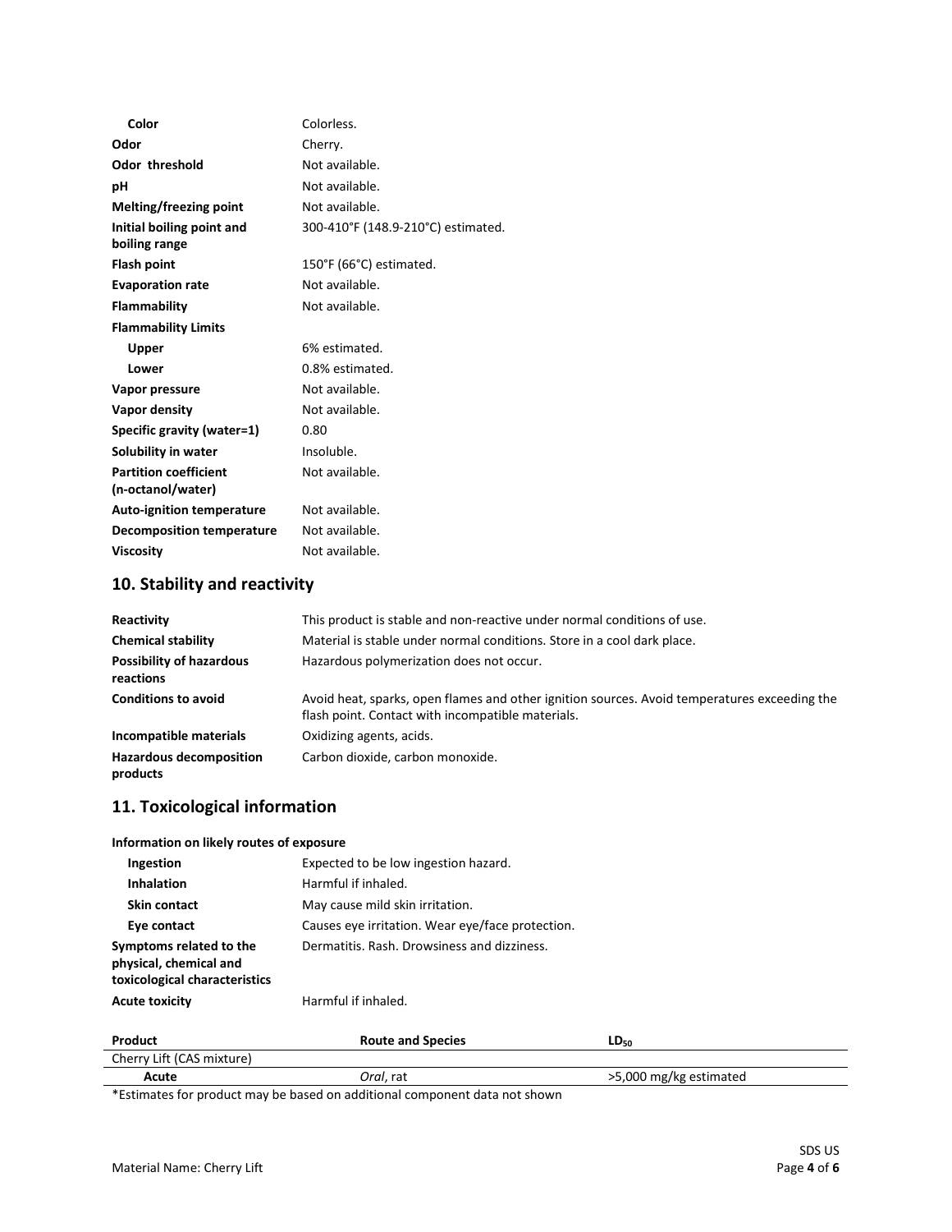| | |
|---|---|
| **Color** | Colorless. |
| **Odor** | Cherry. |
| **Odor threshold** | Not available. |
| **pH** | Not available. |
| **Melting/freezing point** | Not available. |
| **Initial boiling point and boiling range** | 300-410°F (148.9-210°C) estimated. |
| **Flash point** | 150°F (66°C) estimated. |
| **Evaporation rate** | Not available. |
| **Flammability** | Not available. |
| **Flammability Limits** | |
| **Upper** | 6% estimated. |
| **Lower** | 0.8% estimated. |
| **Vapor pressure** | Not available. |
| **Vapor density** | Not available. |
| **Specific gravity (water=1)** | 0.80 |
| **Solubility in water** | Insoluble. |
| **Partition coefficient (n-octanol/water)** | Not available. |
| **Auto-ignition temperature** | Not available. |
| **Decomposition temperature** | Not available. |
| **Viscosity** | Not available. |

## 10. Stability and reactivity

| | |
|---|---|
| **Reactivity** | This product is stable and non-reactive under normal conditions of use. |
| **Chemical stability** | Material is stable under normal conditions. Store in a cool dark place. |
| **Possibility of hazardous reactions** | Hazardous polymerization does not occur. |
| **Conditions to avoid** | Avoid heat, sparks, open flames and other ignition sources. Avoid temperatures exceeding the flash point. Contact with incompatible materials. |
| **Incompatible materials** | Oxidizing agents, acids. |
| **Hazardous decomposition products** | Carbon dioxide, carbon monoxide. |

## 11. Toxicological information

**Information on likely routes of exposure**

| | |
|---|---|
| **Ingestion** | Expected to be low ingestion hazard. |
| **Inhalation** | Harmful if inhaled. |
| **Skin contact** | May cause mild skin irritation. |
| **Eye contact** | Causes eye irritation. Wear eye/face protection. |
| **Symptoms related to the physical, chemical and toxicological characteristics** | Dermatitis. Rash. Drowsiness and dizziness. |
| **Acute toxicity** | Harmful if inhaled. |

| Product | Route and Species | $LD_{50}$ |
|---|---|---|
| Cherry Lift (CAS mixture) | | |
| **Acute** | *Oral*, rat | >5,000 mg/kg estimated |

*Estimates for product may be based on additional component data not shown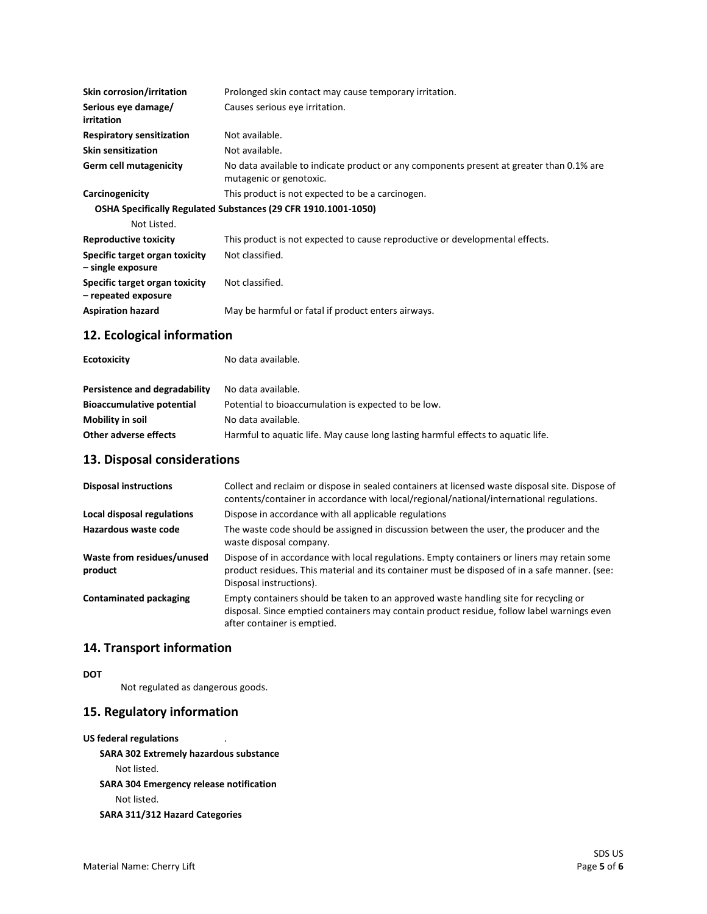| | |
|---|---|
| **Skin corrosion/irritation** | Prolonged skin contact may cause temporary irritation. |
| **Serious eye damage/ irritation** | Causes serious eye irritation. |
| **Respiratory sensitization** | Not available. |
| **Skin sensitization** | Not available. |
| **Germ cell mutagenicity** | No data available to indicate product or any components present at greater than 0.1% are mutagenic or genotoxic. |
| **Carcinogenicity** | This product is not expected to be a carcinogen. |

**OSHA Specifically Regulated Substances (29 CFR 1910.1001-1050)**

Not Listed.

| | |
|---|---|
| **Reproductive toxicity** | This product is not expected to cause reproductive or developmental effects. |
| **Specific target organ toxicity – single exposure** | Not classified. |
| **Specific target organ toxicity – repeated exposure** | Not classified. |
| **Aspiration hazard** | May be harmful or fatal if product enters airways. |

## 12. Ecological information

| | |
|---|---|
| **Ecotoxicity** | No data available. |
| **Persistence and degradability** | No data available. |
| **Bioaccumulative potential** | Potential to bioaccumulation is expected to be low. |
| **Mobility in soil** | No data available. |
| **Other adverse effects** | Harmful to aquatic life. May cause long lasting harmful effects to aquatic life. |

## 13. Disposal considerations

| | |
|---|---|
| **Disposal instructions** | Collect and reclaim or dispose in sealed containers at licensed waste disposal site. Dispose of contents/container in accordance with local/regional/national/international regulations. |
| **Local disposal regulations** | Dispose in accordance with all applicable regulations |
| **Hazardous waste code** | The waste code should be assigned in discussion between the user, the producer and the waste disposal company. |
| **Waste from residues/unused product** | Dispose of in accordance with local regulations. Empty containers or liners may retain some product residues. This material and its container must be disposed of in a safe manner. (see: Disposal instructions). |
| **Contaminated packaging** | Empty containers should be taken to an approved waste handling site for recycling or disposal. Since emptied containers may contain product residue, follow label warnings even after container is emptied. |

## 14. Transport information

**DOT**

Not regulated as dangerous goods.

## 15. Regulatory information

**US federal regulations** .

**SARA 302 Extremely hazardous substance**

Not listed.

**SARA 304 Emergency release notification**

Not listed.

**SARA 311/312 Hazard Categories**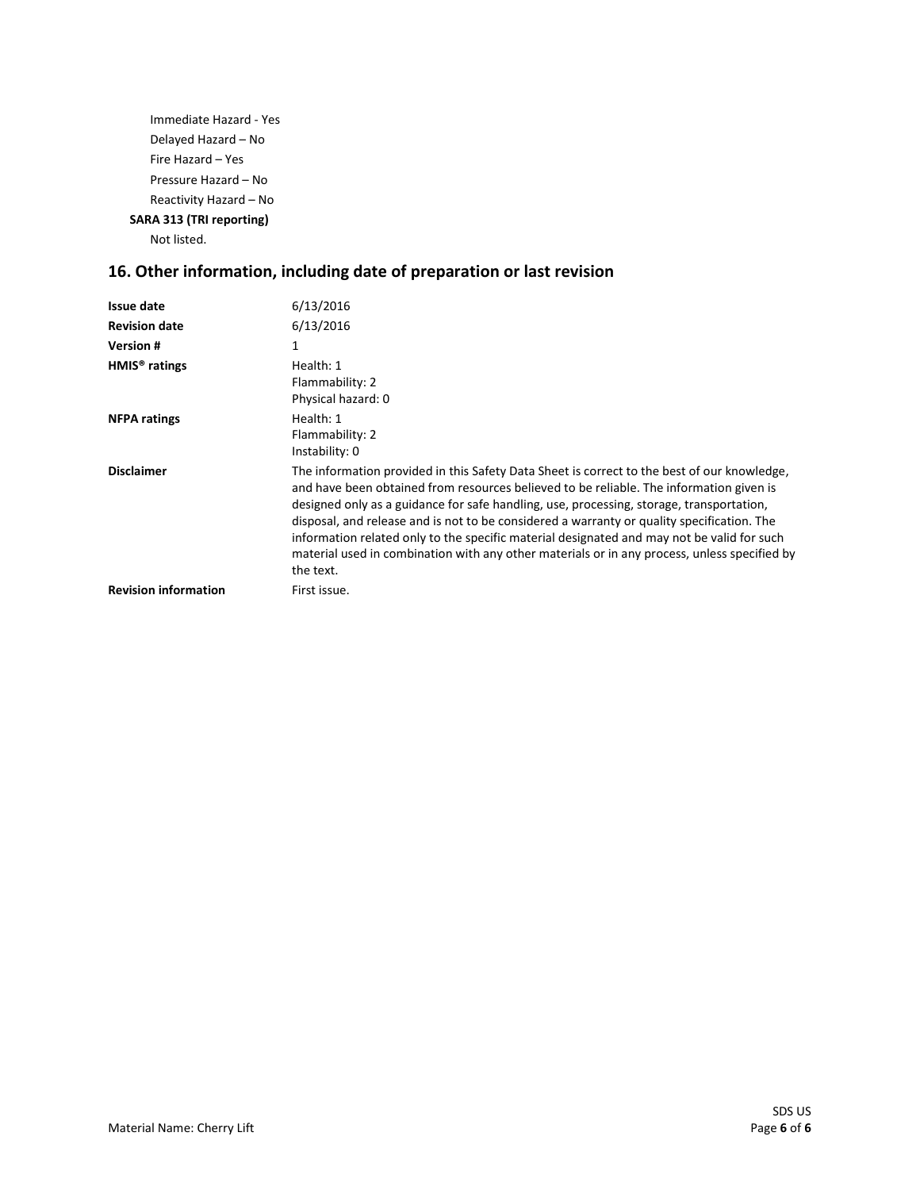Immediate Hazard - Yes

Delayed Hazard – No

Fire Hazard – Yes

Pressure Hazard – No

Reactivity Hazard – No

**SARA 313 (TRI reporting)**

Not listed.

## 16. Other information, including date of preparation or last revision

| | |
|---|---|
| **Issue date** | 6/13/2016 |
| **Revision date** | 6/13/2016 |
| **Version #** | 1 |
| **HMIS® ratings** | Health: 1<br>Flammability: 2<br>Physical hazard: 0 |
| **NFPA ratings** | Health: 1<br>Flammability: 2<br>Instability: 0 |
| **Disclaimer** | The information provided in this Safety Data Sheet is correct to the best of our knowledge, and have been obtained from resources believed to be reliable. The information given is designed only as a guidance for safe handling, use, processing, storage, transportation, disposal, and release and is not to be considered a warranty or quality specification. The information related only to the specific material designated and may not be valid for such material used in combination with any other materials or in any process, unless specified by the text. |
| **Revision information** | First issue. |